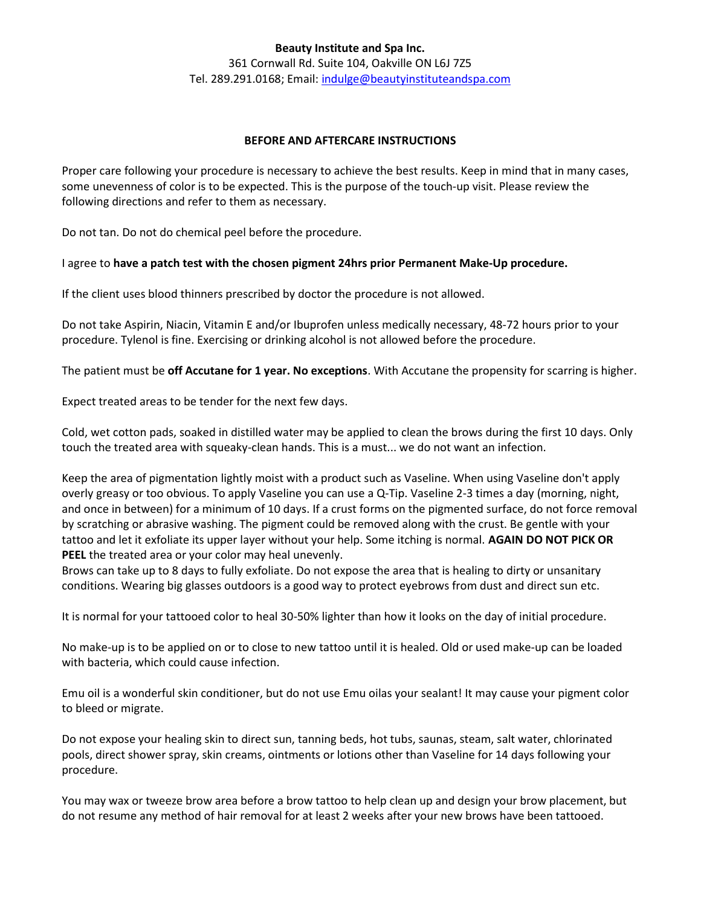**Beauty Institute and Spa Inc.**
361 Cornwall Rd. Suite 104, Oakville ON L6J 7Z5
Tel. 289.291.0168; Email: indulge@beautyinstituteandspa.com

**BEFORE AND AFTERCARE INSTRUCTIONS**

Proper care following your procedure is necessary to achieve the best results. Keep in mind that in many cases, some unevenness of color is to be expected. This is the purpose of the touch-up visit. Please review the following directions and refer to them as necessary.

Do not tan. Do not do chemical peel before the procedure.

I agree to **have a patch test with the chosen pigment 24hrs prior Permanent Make-Up procedure.**

If the client uses blood thinners prescribed by doctor the procedure is not allowed.

Do not take Aspirin, Niacin, Vitamin E and/or Ibuprofen unless medically necessary, 48-72 hours prior to your procedure. Tylenol is fine. Exercising or drinking alcohol is not allowed before the procedure.

The patient must be **off Accutane for 1 year. No exceptions**. With Accutane the propensity for scarring is higher.

Expect treated areas to be tender for the next few days.

Cold, wet cotton pads, soaked in distilled water may be applied to clean the brows during the first 10 days. Only touch the treated area with squeaky-clean hands. This is a must... we do not want an infection.

Keep the area of pigmentation lightly moist with a product such as Vaseline. When using Vaseline don't apply overly greasy or too obvious. To apply Vaseline you can use a Q-Tip. Vaseline 2-3 times a day (morning, night, and once in between) for a minimum of 10 days. If a crust forms on the pigmented surface, do not force removal by scratching or abrasive washing. The pigment could be removed along with the crust. Be gentle with your tattoo and let it exfoliate its upper layer without your help. Some itching is normal. **AGAIN DO NOT PICK OR PEEL** the treated area or your color may heal unevenly.
Brows can take up to 8 days to fully exfoliate. Do not expose the area that is healing to dirty or unsanitary conditions. Wearing big glasses outdoors is a good way to protect eyebrows from dust and direct sun etc.

It is normal for your tattooed color to heal 30-50% lighter than how it looks on the day of initial procedure.

No make-up is to be applied on or to close to new tattoo until it is healed. Old or used make-up can be loaded with bacteria, which could cause infection.

Emu oil is a wonderful skin conditioner, but do not use Emu oilas your sealant! It may cause your pigment color to bleed or migrate.

Do not expose your healing skin to direct sun, tanning beds, hot tubs, saunas, steam, salt water, chlorinated pools, direct shower spray, skin creams, ointments or lotions other than Vaseline for 14 days following your procedure.

You may wax or tweeze brow area before a brow tattoo to help clean up and design your brow placement, but do not resume any method of hair removal for at least 2 weeks after your new brows have been tattooed.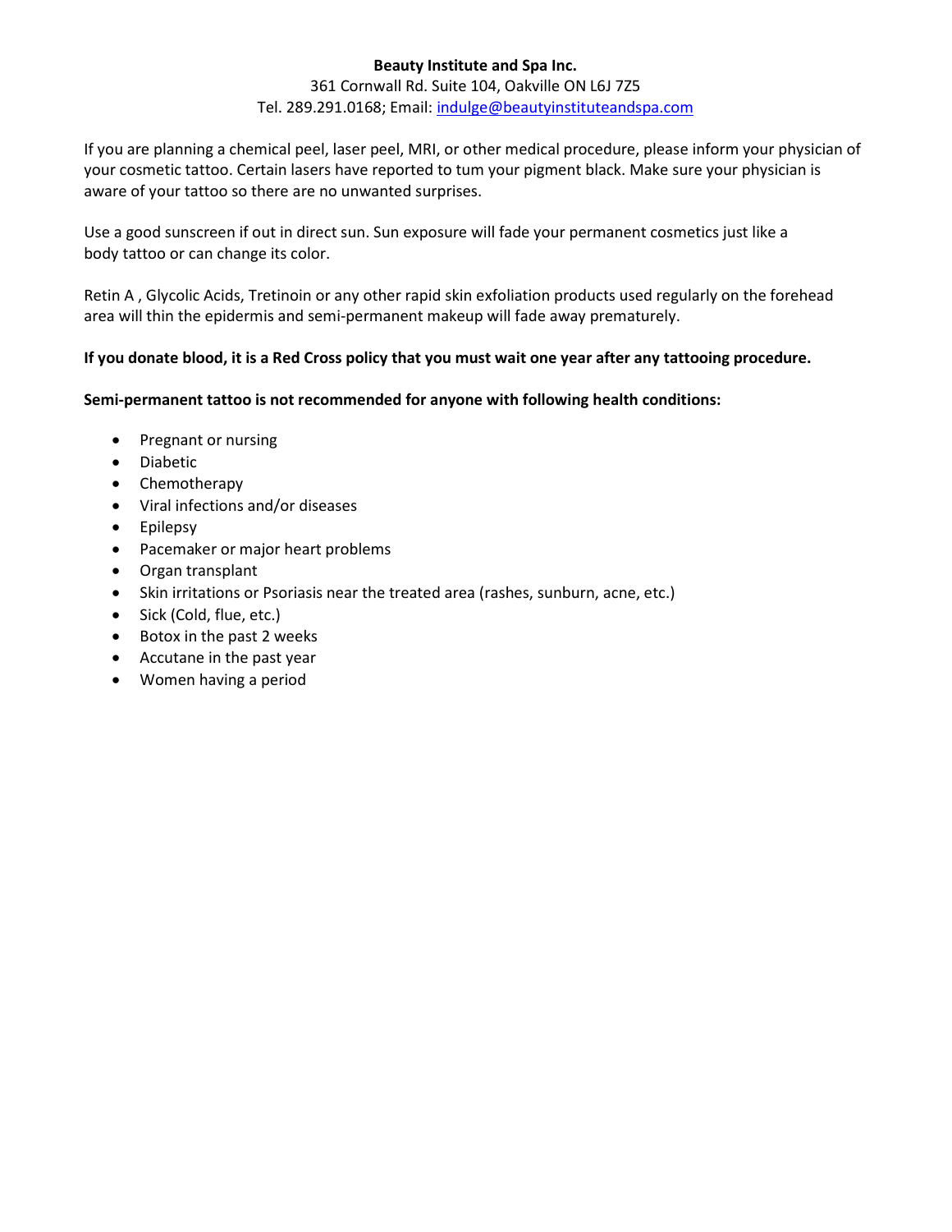**Beauty Institute and Spa Inc.**
361 Cornwall Rd. Suite 104, Oakville ON L6J 7Z5
Tel. 289.291.0168; Email: indulge@beautyinstituteandspa.com

If you are planning a chemical peel, laser peel, MRI, or other medical procedure, please inform your physician of your cosmetic tattoo. Certain lasers have reported to tum your pigment black. Make sure your physician is aware of your tattoo so there are no unwanted surprises.

Use a good sunscreen if out in direct sun. Sun exposure will fade your permanent cosmetics just like a body tattoo or can change its color.

Retin A , Glycolic Acids, Tretinoin or any other rapid skin exfoliation products used regularly on the forehead area will thin the epidermis and semi-permanent makeup will fade away prematurely.

**If you donate blood, it is a Red Cross policy that you must wait one year after any tattooing procedure.**

**Semi-permanent tattoo is not recommended for anyone with following health conditions:**

- Pregnant or nursing
- Diabetic
- Chemotherapy
- Viral infections and/or diseases
- Epilepsy
- Pacemaker or major heart problems
- Organ transplant
- Skin irritations or Psoriasis near the treated area (rashes, sunburn, acne, etc.)
- Sick (Cold, flue, etc.)
- Botox in the past 2 weeks
- Accutane in the past year
- Women having a period